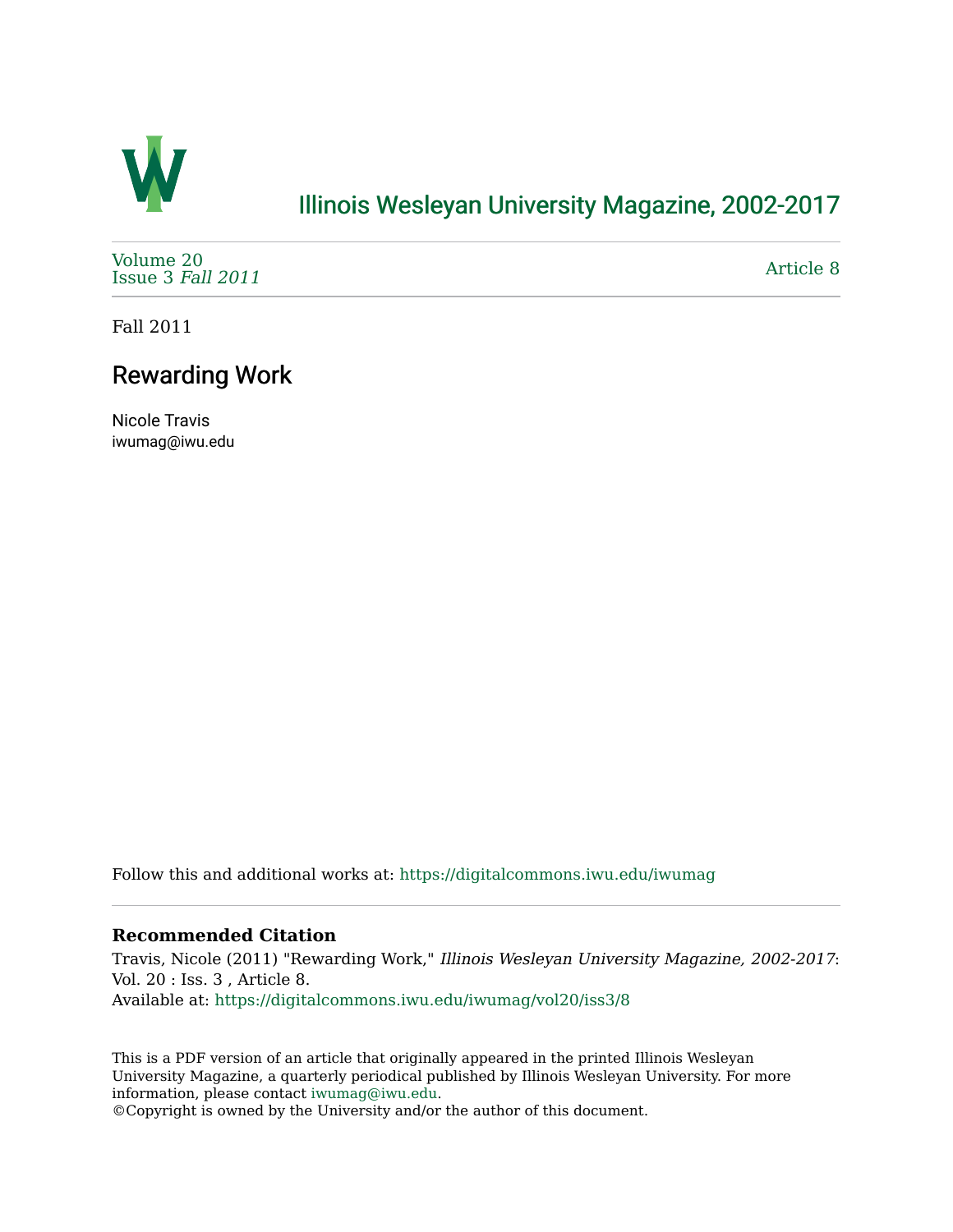# Illinois Wesleyan University Magazine, 2002-2017

Volume 20
Issue 3 *Fall 2011*

Article 8

Fall 2011

## Rewarding Work

Nicole Travis
iwumag@iwu.edu

Follow this and additional works at: https://digitalcommons.iwu.edu/iwumag

**Recommended Citation**

Travis, Nicole (2011) "Rewarding Work," *Illinois Wesleyan University Magazine, 2002-2017*: Vol. 20 : Iss. 3 , Article 8.
Available at: https://digitalcommons.iwu.edu/iwumag/vol20/iss3/8

This is a PDF version of an article that originally appeared in the printed Illinois Wesleyan University Magazine, a quarterly periodical published by Illinois Wesleyan University. For more information, please contact iwumag@iwu.edu.
©Copyright is owned by the University and/or the author of this document.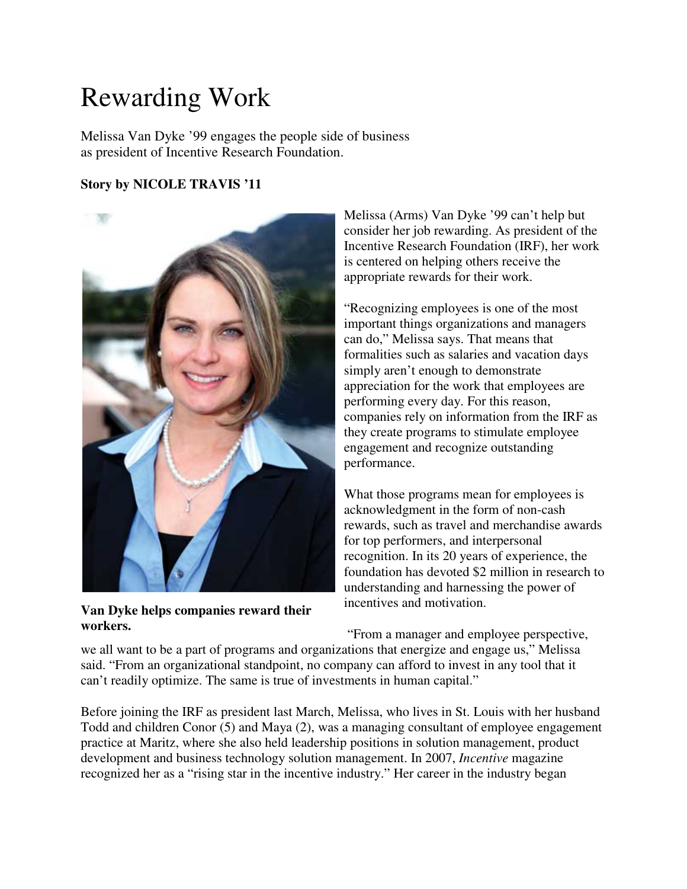# Rewarding Work

Melissa Van Dyke '99 engages the people side of business as president of Incentive Research Foundation.

**Story by NICOLE TRAVIS '11**

**Van Dyke helps companies reward their workers.**

Melissa (Arms) Van Dyke '99 can't help but consider her job rewarding. As president of the Incentive Research Foundation (IRF), her work is centered on helping others receive the appropriate rewards for their work.

"Recognizing employees is one of the most important things organizations and managers can do," Melissa says. That means that formalities such as salaries and vacation days simply aren't enough to demonstrate appreciation for the work that employees are performing every day. For this reason, companies rely on information from the IRF as they create programs to stimulate employee engagement and recognize outstanding performance.

What those programs mean for employees is acknowledgment in the form of non-cash rewards, such as travel and merchandise awards for top performers, and interpersonal recognition. In its 20 years of experience, the foundation has devoted $2 million in research to understanding and harnessing the power of incentives and motivation.

"From a manager and employee perspective, we all want to be a part of programs and organizations that energize and engage us," Melissa said. "From an organizational standpoint, no company can afford to invest in any tool that it can't readily optimize. The same is true of investments in human capital."

Before joining the IRF as president last March, Melissa, who lives in St. Louis with her husband Todd and children Conor (5) and Maya (2), was a managing consultant of employee engagement practice at Maritz, where she also held leadership positions in solution management, product development and business technology solution management. In 2007, *Incentive* magazine recognized her as a "rising star in the incentive industry." Her career in the industry began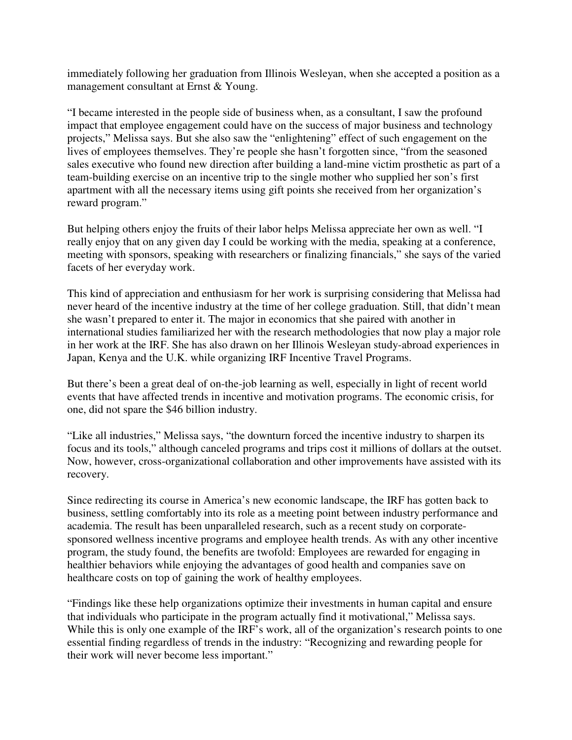immediately following her graduation from Illinois Wesleyan, when she accepted a position as a management consultant at Ernst & Young.

"I became interested in the people side of business when, as a consultant, I saw the profound impact that employee engagement could have on the success of major business and technology projects," Melissa says. But she also saw the "enlightening" effect of such engagement on the lives of employees themselves. They're people she hasn't forgotten since, "from the seasoned sales executive who found new direction after building a land-mine victim prosthetic as part of a team-building exercise on an incentive trip to the single mother who supplied her son's first apartment with all the necessary items using gift points she received from her organization's reward program."

But helping others enjoy the fruits of their labor helps Melissa appreciate her own as well. "I really enjoy that on any given day I could be working with the media, speaking at a conference, meeting with sponsors, speaking with researchers or finalizing financials," she says of the varied facets of her everyday work.

This kind of appreciation and enthusiasm for her work is surprising considering that Melissa had never heard of the incentive industry at the time of her college graduation. Still, that didn't mean she wasn't prepared to enter it. The major in economics that she paired with another in international studies familiarized her with the research methodologies that now play a major role in her work at the IRF. She has also drawn on her Illinois Wesleyan study-abroad experiences in Japan, Kenya and the U.K. while organizing IRF Incentive Travel Programs.

But there's been a great deal of on-the-job learning as well, especially in light of recent world events that have affected trends in incentive and motivation programs. The economic crisis, for one, did not spare the $46 billion industry.

"Like all industries," Melissa says, "the downturn forced the incentive industry to sharpen its focus and its tools," although canceled programs and trips cost it millions of dollars at the outset. Now, however, cross-organizational collaboration and other improvements have assisted with its recovery.

Since redirecting its course in America's new economic landscape, the IRF has gotten back to business, settling comfortably into its role as a meeting point between industry performance and academia. The result has been unparalleled research, such as a recent study on corporate-sponsored wellness incentive programs and employee health trends. As with any other incentive program, the study found, the benefits are twofold: Employees are rewarded for engaging in healthier behaviors while enjoying the advantages of good health and companies save on healthcare costs on top of gaining the work of healthy employees.

"Findings like these help organizations optimize their investments in human capital and ensure that individuals who participate in the program actually find it motivational," Melissa says. While this is only one example of the IRF's work, all of the organization's research points to one essential finding regardless of trends in the industry: "Recognizing and rewarding people for their work will never become less important."